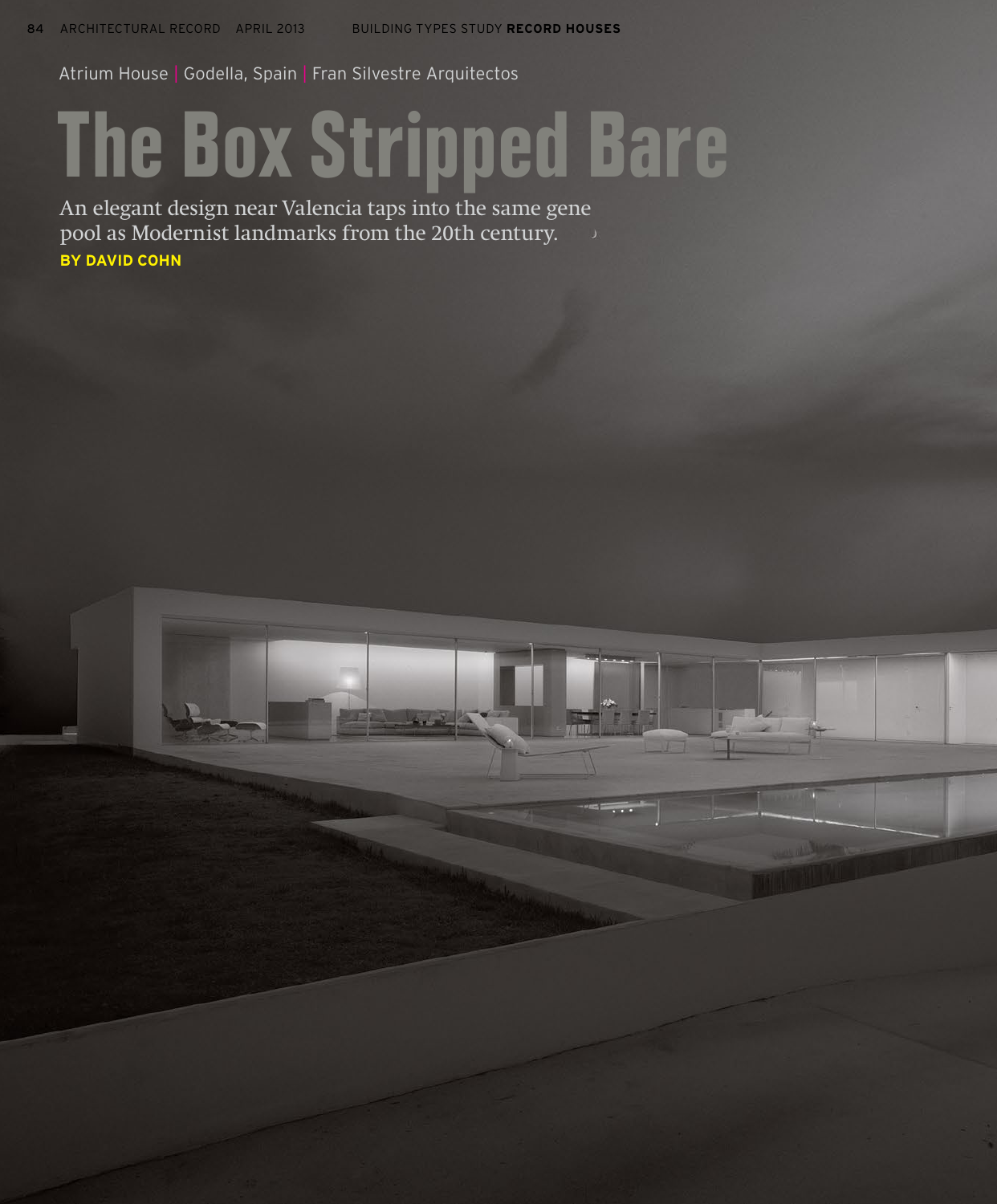Atrium House | Godella, Spain | Fran Silvestre Arquitectos

# The Box Stripped Bare

An elegant design near Valencia taps into the same gene pool as Modernist landmarks from the 20th century.

**BY DAVID COHN**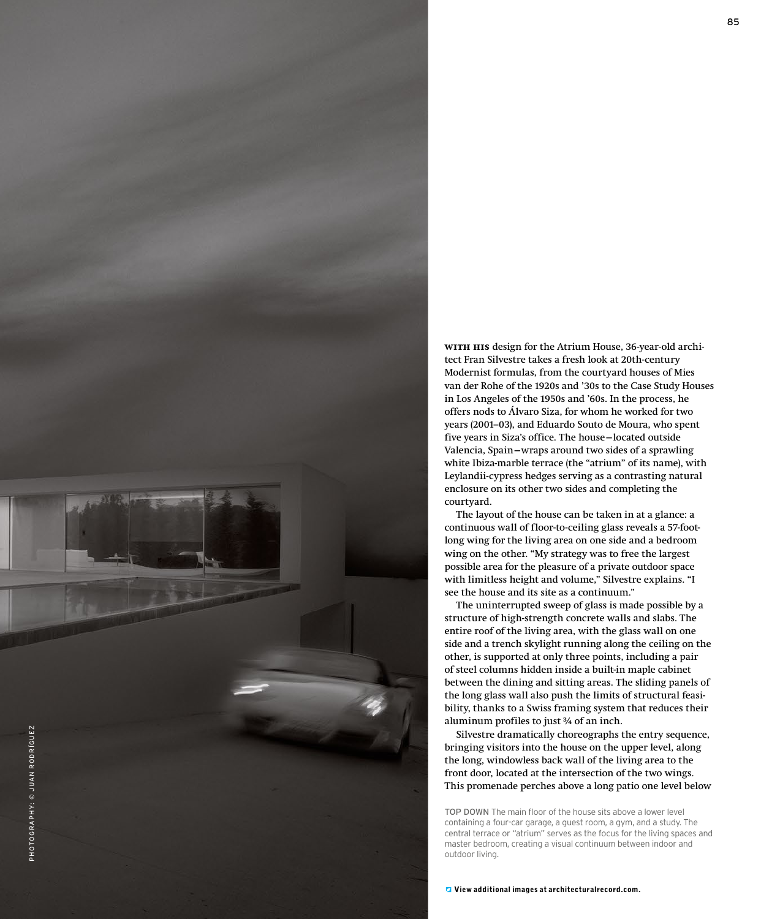**WITH HIS** design for the Atrium House, 36-year-old architect Fran Silvestre takes a fresh look at 20th-century Modernist formulas, from the courtyard houses of Mies van der Rohe of the 1920s and '30s to the Case Study Houses in Los Angeles of the 1950s and '60s. In the process, he offers nods to Álvaro Siza, for whom he worked for two years (2001–03), and Eduardo Souto de Moura, who spent five years in Siza's office. The house—located outside Valencia, Spain—wraps around two sides of a sprawling white Ibiza-marble terrace (the "atrium" of its name), with Leylandii-cypress hedges serving as a contrasting natural enclosure on its other two sides and completing the courtyard.

The layout of the house can be taken in at a glance: a continuous wall of floor-to-ceiling glass reveals a 57-foot-long wing for the living area on one side and a bedroom wing on the other. "My strategy was to free the largest possible area for the pleasure of a private outdoor space with limitless height and volume," Silvestre explains. "I see the house and its site as a continuum."

The uninterrupted sweep of glass is made possible by a structure of high-strength concrete walls and slabs. The entire roof of the living area, with the glass wall on one side and a trench skylight running along the ceiling on the other, is supported at only three points, including a pair of steel columns hidden inside a built-in maple cabinet between the dining and sitting areas. The sliding panels of the long glass wall also push the limits of structural feasibility, thanks to a Swiss framing system that reduces their aluminum profiles to just ¾ of an inch.

Silvestre dramatically choreographs the entry sequence, bringing visitors into the house on the upper level, along the long, windowless back wall of the living area to the front door, located at the intersection of the two wings. This promenade perches above a long patio one level below

TOP DOWN The main floor of the house sits above a lower level containing a four-car garage, a guest room, a gym, and a study. The central terrace or "atrium" serves as the focus for the living spaces and master bedroom, creating a visual continuum between indoor and outdoor living.

PHOTOGRAPHY: © JUAN RODRÍGUEZ

**View additional images at architecturalrecord.com.**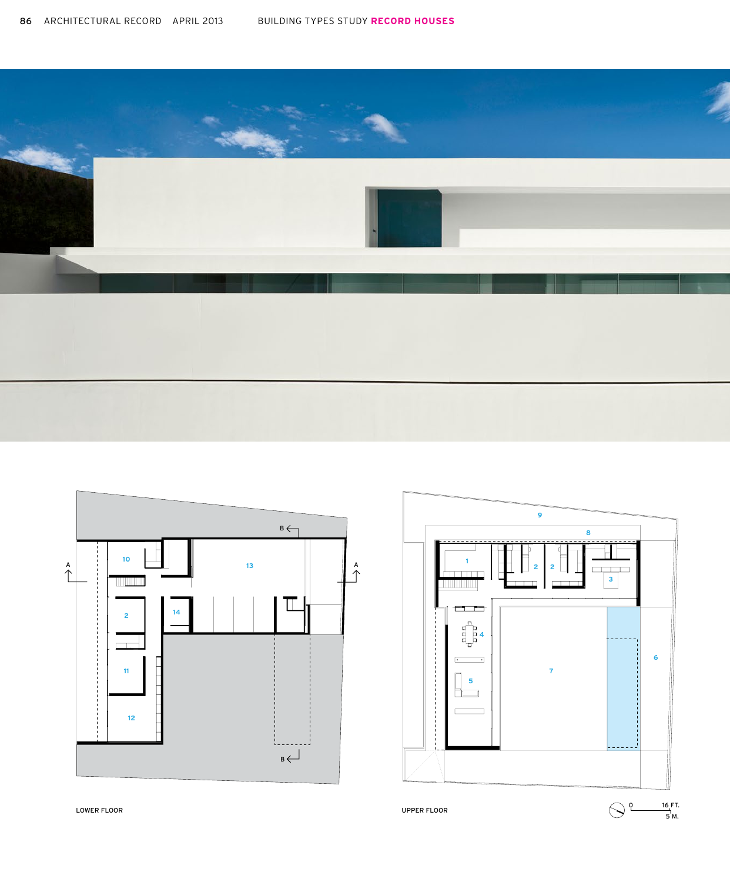LOWER FLOOR

UPPER FLOOR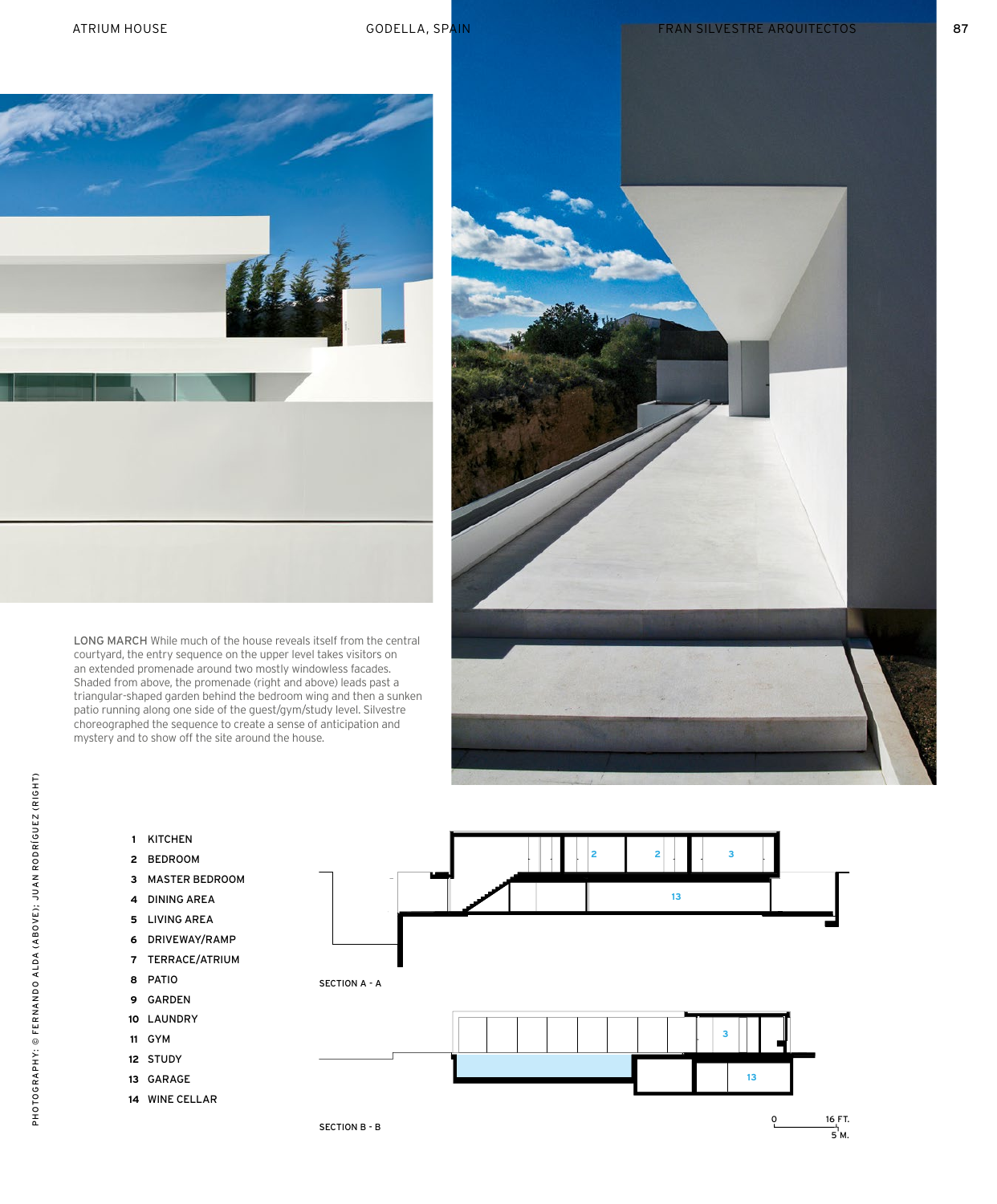**LONG MARCH** While much of the house reveals itself from the central courtyard, the entry sequence on the upper level takes visitors on an extended promenade around two mostly windowless facades. Shaded from above, the promenade (right and above) leads past a triangular-shaped garden behind the bedroom wing and then a sunken patio running along one side of the guest/gym/study level. Silvestre choreographed the sequence to create a sense of anticipation and mystery and to show off the site around the house.

PHOTOGRAPHY: © FERNANDO ALDA (ABOVE); JUAN RODRÍGUEZ (RIGHT)

1. KITCHEN
2. BEDROOM
3. MASTER BEDROOM
4. DINING AREA
5. LIVING AREA
6. DRIVEWAY/RAMP
7. TERRACE/ATRIUM
8. PATIO
9. GARDEN
10. LAUNDRY
11. GYM
12. STUDY
13. GARAGE
14. WINE CELLAR

SECTION A - A

SECTION B - B

0 — 16 FT. / 5 M.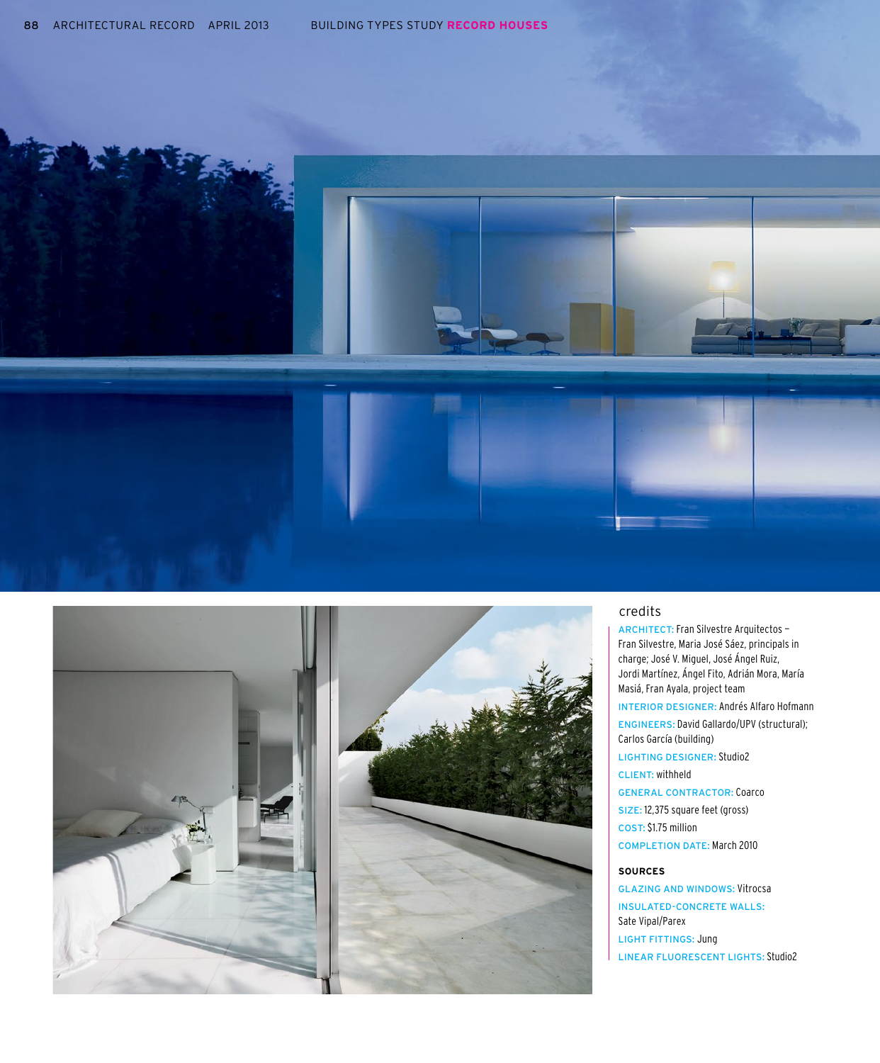## credits

**ARCHITECT:** Fran Silvestre Arquitectos – Fran Silvestre, Maria José Sáez, principals in charge; José V. Miguel, José Ángel Ruiz, Jordi Martínez, Ángel Fito, Adrián Mora, María Masiá, Fran Ayala, project team

**INTERIOR DESIGNER:** Andrés Alfaro Hofmann

**ENGINEERS:** David Gallardo/UPV (structural); Carlos García (building)

**LIGHTING DESIGNER:** Studio2

**CLIENT:** withheld

**GENERAL CONTRACTOR:** Coarco

**SIZE:** 12,375 square feet (gross)

**COST:** $1.75 million

**COMPLETION DATE:** March 2010

### SOURCES

**GLAZING AND WINDOWS:** Vitrocsa

**INSULATED-CONCRETE WALLS:** Sate Vipal/Parex

**LIGHT FITTINGS:** Jung

**LINEAR FLUORESCENT LIGHTS:** Studio2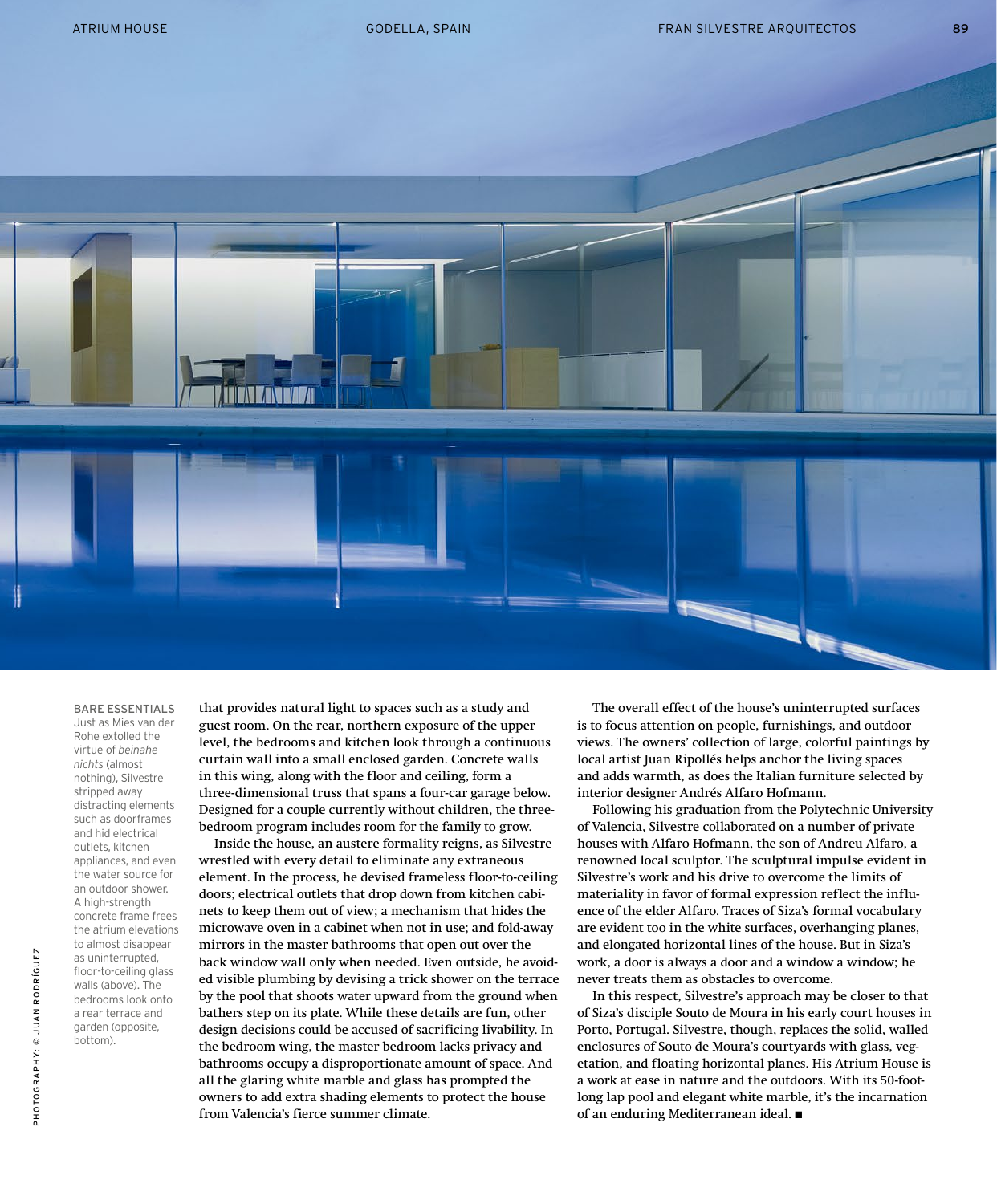**BARE ESSENTIALS**
Just as Mies van der Rohe extolled the virtue of *beinahe nichts* (almost nothing), Silvestre stripped away distracting elements such as doorframes and hid electrical outlets, kitchen appliances, and even the water source for an outdoor shower. A high-strength concrete frame frees the atrium elevations to almost disappear as uninterrupted, floor-to-ceiling glass walls (above). The bedrooms look onto a rear terrace and garden (opposite, bottom).

PHOTOGRAPHY: © JUAN RODRÍGUEZ

that provides natural light to spaces such as a study and guest room. On the rear, northern exposure of the upper level, the bedrooms and kitchen look through a continuous curtain wall into a small enclosed garden. Concrete walls in this wing, along with the floor and ceiling, form a three-dimensional truss that spans a four-car garage below. Designed for a couple currently without children, the three-bedroom program includes room for the family to grow.

Inside the house, an austere formality reigns, as Silvestre wrestled with every detail to eliminate any extraneous element. In the process, he devised frameless floor-to-ceiling doors; electrical outlets that drop down from kitchen cabinets to keep them out of view; a mechanism that hides the microwave oven in a cabinet when not in use; and fold-away mirrors in the master bathrooms that open out over the back window wall only when needed. Even outside, he avoided visible plumbing by devising a trick shower on the terrace by the pool that shoots water upward from the ground when bathers step on its plate. While these details are fun, other design decisions could be accused of sacrificing livability. In the bedroom wing, the master bedroom lacks privacy and bathrooms occupy a disproportionate amount of space. And all the glaring white marble and glass has prompted the owners to add extra shading elements to protect the house from Valencia's fierce summer climate.

The overall effect of the house's uninterrupted surfaces is to focus attention on people, furnishings, and outdoor views. The owners' collection of large, colorful paintings by local artist Juan Ripollés helps anchor the living spaces and adds warmth, as does the Italian furniture selected by interior designer Andrés Alfaro Hofmann.

Following his graduation from the Polytechnic University of Valencia, Silvestre collaborated on a number of private houses with Alfaro Hofmann, the son of Andreu Alfaro, a renowned local sculptor. The sculptural impulse evident in Silvestre's work and his drive to overcome the limits of materiality in favor of formal expression reflect the influence of the elder Alfaro. Traces of Siza's formal vocabulary are evident too in the white surfaces, overhanging planes, and elongated horizontal lines of the house. But in Siza's work, a door is always a door and a window a window; he never treats them as obstacles to overcome.

In this respect, Silvestre's approach may be closer to that of Siza's disciple Souto de Moura in his early court houses in Porto, Portugal. Silvestre, though, replaces the solid, walled enclosures of Souto de Moura's courtyards with glass, vegetation, and floating horizontal planes. His Atrium House is a work at ease in nature and the outdoors. With its 50-foot-long lap pool and elegant white marble, it's the incarnation of an enduring Mediterranean ideal. ■